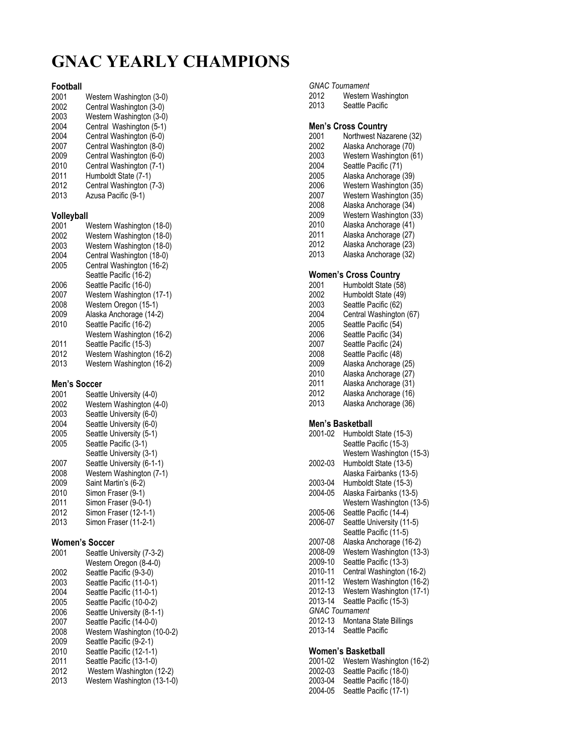# GNAC YEARLY CHAMPIONS

## Football

| | |
|---|---|
| 2001 | Western Washington (3-0) |
| 2002 | Central Washington (3-0) |
| 2003 | Western Washington (3-0) |
| 2004 | Central Washington (5-1) |
| 2004 | Central Washington (6-0) |
| 2007 | Central Washington (8-0) |
| 2009 | Central Washington (6-0) |
| 2010 | Central Washington (7-1) |
| 2011 | Humboldt State (7-1) |
| 2012 | Central Washington (7-3) |
| 2013 | Azusa Pacific (9-1) |

## Volleyball

| | |
|---|---|
| 2001 | Western Washington (18-0) |
| 2002 | Western Washington (18-0) |
| 2003 | Western Washington (18-0) |
| 2004 | Central Washington (18-0) |
| 2005 | Central Washington (16-2) |
| | Seattle Pacific (16-2) |
| 2006 | Seattle Pacific (16-0) |
| 2007 | Western Washington (17-1) |
| 2008 | Western Oregon (15-1) |
| 2009 | Alaska Anchorage (14-2) |
| 2010 | Seattle Pacific (16-2) |
| | Western Washington (16-2) |
| 2011 | Seattle Pacific (15-3) |
| 2012 | Western Washington (16-2) |
| 2013 | Western Washington (16-2) |

## Men's Soccer

| | |
|---|---|
| 2001 | Seattle University (4-0) |
| 2002 | Western Washington (4-0) |
| 2003 | Seattle University (6-0) |
| 2004 | Seattle University (6-0) |
| 2005 | Seattle University (5-1) |
| 2005 | Seattle Pacific (3-1) |
| | Seattle University (3-1) |
| 2007 | Seattle University (6-1-1) |
| 2008 | Western Washington (7-1) |
| 2009 | Saint Martin's (6-2) |
| 2010 | Simon Fraser (9-1) |
| 2011 | Simon Fraser (9-0-1) |
| 2012 | Simon Fraser (12-1-1) |
| 2013 | Simon Fraser (11-2-1) |

## Women's Soccer

| | |
|---|---|
| 2001 | Seattle University (7-3-2) |
| | Western Oregon (8-4-0) |
| 2002 | Seattle Pacific (9-3-0) |
| 2003 | Seattle Pacific (11-0-1) |
| 2004 | Seattle Pacific (11-0-1) |
| 2005 | Seattle Pacific (10-0-2) |
| 2006 | Seattle University (8-1-1) |
| 2007 | Seattle Pacific (14-0-0) |
| 2008 | Western Washington (10-0-2) |
| 2009 | Seattle Pacific (9-2-1) |
| 2010 | Seattle Pacific (12-1-1) |
| 2011 | Seattle Pacific (13-1-0) |
| 2012 | Western Washington (12-2) |
| 2013 | Western Washington (13-1-0) |

*GNAC Tournament*

| | |
|---|---|
| 2012 | Western Washington |
| 2013 | Seattle Pacific |

## Men's Cross Country

| | |
|---|---|
| 2001 | Northwest Nazarene (32) |
| 2002 | Alaska Anchorage (70) |
| 2003 | Western Washington (61) |
| 2004 | Seattle Pacific (71) |
| 2005 | Alaska Anchorage (39) |
| 2006 | Western Washington (35) |
| 2007 | Western Washington (35) |
| 2008 | Alaska Anchorage (34) |
| 2009 | Western Washington (33) |
| 2010 | Alaska Anchorage (41) |
| 2011 | Alaska Anchorage (27) |
| 2012 | Alaska Anchorage (23) |
| 2013 | Alaska Anchorage (32) |

## Women's Cross Country

| | |
|---|---|
| 2001 | Humboldt State (58) |
| 2002 | Humboldt State (49) |
| 2003 | Seattle Pacific (62) |
| 2004 | Central Washington (67) |
| 2005 | Seattle Pacific (54) |
| 2006 | Seattle Pacific (34) |
| 2007 | Seattle Pacific (24) |
| 2008 | Seattle Pacific (48) |
| 2009 | Alaska Anchorage (25) |
| 2010 | Alaska Anchorage (27) |
| 2011 | Alaska Anchorage (31) |
| 2012 | Alaska Anchorage (16) |
| 2013 | Alaska Anchorage (36) |

## Men's Basketball

| | |
|---|---|
| 2001-02 | Humboldt State (15-3) |
| | Seattle Pacific (15-3) |
| | Western Washington (15-3) |
| 2002-03 | Humboldt State (13-5) |
| | Alaska Fairbanks (13-5) |
| 2003-04 | Humboldt State (15-3) |
| 2004-05 | Alaska Fairbanks (13-5) |
| | Western Washington (13-5) |
| 2005-06 | Seattle Pacific (14-4) |
| 2006-07 | Seattle University (11-5) |
| | Seattle Pacific (11-5) |
| 2007-08 | Alaska Anchorage (16-2) |
| 2008-09 | Western Washington (13-3) |
| 2009-10 | Seattle Pacific (13-3) |
| 2010-11 | Central Washington (16-2) |
| 2011-12 | Western Washington (16-2) |
| 2012-13 | Western Washington (17-1) |
| 2013-14 | Seattle Pacific (15-3) |

*GNAC Tournament*

| | |
|---|---|
| 2012-13 | Montana State Billings |
| 2013-14 | Seattle Pacific |

## Women's Basketball

| | |
|---|---|
| 2001-02 | Western Washington (16-2) |
| 2002-03 | Seattle Pacific (18-0) |
| 2003-04 | Seattle Pacific (18-0) |
| 2004-05 | Seattle Pacific (17-1) |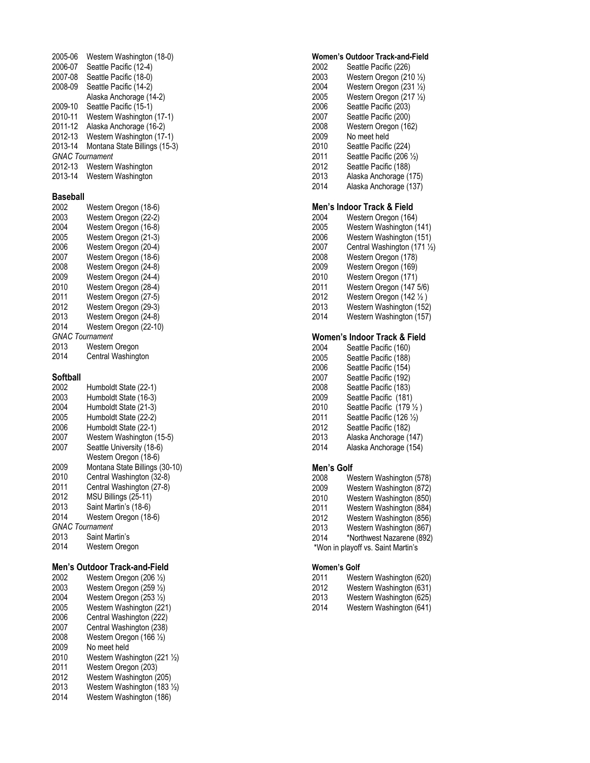| | |
|---|---|
| 2005-06 | Western Washington (18-0) |
| 2006-07 | Seattle Pacific (12-4) |
| 2007-08 | Seattle Pacific (18-0) |
| 2008-09 | Seattle Pacific (14-2) |
| | Alaska Anchorage (14-2) |
| 2009-10 | Seattle Pacific (15-1) |
| 2010-11 | Western Washington (17-1) |
| 2011-12 | Alaska Anchorage (16-2) |
| 2012-13 | Western Washington (17-1) |
| 2013-14 | Montana State Billings (15-3) |

*GNAC Tournament*

| | |
|---|---|
| 2012-13 | Western Washington |
| 2013-14 | Western Washington |

### Baseball

| | |
|---|---|
| 2002 | Western Oregon (18-6) |
| 2003 | Western Oregon (22-2) |
| 2004 | Western Oregon (16-8) |
| 2005 | Western Oregon (21-3) |
| 2006 | Western Oregon (20-4) |
| 2007 | Western Oregon (18-6) |
| 2008 | Western Oregon (24-8) |
| 2009 | Western Oregon (24-4) |
| 2010 | Western Oregon (28-4) |
| 2011 | Western Oregon (27-5) |
| 2012 | Western Oregon (29-3) |
| 2013 | Western Oregon (24-8) |
| 2014 | Western Oregon (22-10) |

*GNAC Tournament*

| | |
|---|---|
| 2013 | Western Oregon |
| 2014 | Central Washington |

### Softball

| | |
|---|---|
| 2002 | Humboldt State (22-1) |
| 2003 | Humboldt State (16-3) |
| 2004 | Humboldt State (21-3) |
| 2005 | Humboldt State (22-2) |
| 2006 | Humboldt State (22-1) |
| 2007 | Western Washington (15-5) |
| 2007 | Seattle University (18-6) |
| | Western Oregon (18-6) |
| 2009 | Montana State Billings (30-10) |
| 2010 | Central Washington (32-8) |
| 2011 | Central Washington (27-8) |
| 2012 | MSU Billings (25-11) |
| 2013 | Saint Martin's (18-6) |
| 2014 | Western Oregon (18-6) |

*GNAC Tournament*

| | |
|---|---|
| 2013 | Saint Martin's |
| 2014 | Western Oregon |

### Men's Outdoor Track-and-Field

| | |
|---|---|
| 2002 | Western Oregon (206 ½) |
| 2003 | Western Oregon (259 ½) |
| 2004 | Western Oregon (253 ½) |
| 2005 | Western Washington (221) |
| 2006 | Central Washington (222) |
| 2007 | Central Washington (238) |
| 2008 | Western Oregon (166 ½) |
| 2009 | No meet held |
| 2010 | Western Washington (221 ½) |
| 2011 | Western Oregon (203) |
| 2012 | Western Washington (205) |
| 2013 | Western Washington (183 ½) |
| 2014 | Western Washington (186) |

### Women's Outdoor Track-and-Field

| | |
|---|---|
| 2002 | Seattle Pacific (226) |
| 2003 | Western Oregon (210 ½) |
| 2004 | Western Oregon (231 ½) |
| 2005 | Western Oregon (217 ½) |
| 2006 | Seattle Pacific (203) |
| 2007 | Seattle Pacific (200) |
| 2008 | Western Oregon (162) |
| 2009 | No meet held |
| 2010 | Seattle Pacific (224) |
| 2011 | Seattle Pacific (206 ½) |
| 2012 | Seattle Pacific (188) |
| 2013 | Alaska Anchorage (175) |
| 2014 | Alaska Anchorage (137) |

### Men's Indoor Track & Field

| | |
|---|---|
| 2004 | Western Oregon (164) |
| 2005 | Western Washington (141) |
| 2006 | Western Washington (151) |
| 2007 | Central Washington (171 ½) |
| 2008 | Western Oregon (178) |
| 2009 | Western Oregon (169) |
| 2010 | Western Oregon (171) |
| 2011 | Western Oregon (147 5/6) |
| 2012 | Western Oregon (142 ½ ) |
| 2013 | Western Washington (152) |
| 2014 | Western Washington (157) |

### Women's Indoor Track & Field

| | |
|---|---|
| 2004 | Seattle Pacific (160) |
| 2005 | Seattle Pacific (188) |
| 2006 | Seattle Pacific (154) |
| 2007 | Seattle Pacific (192) |
| 2008 | Seattle Pacific (183) |
| 2009 | Seattle Pacific (181) |
| 2010 | Seattle Pacific (179 ½ ) |
| 2011 | Seattle Pacific (126 ½) |
| 2012 | Seattle Pacific (182) |
| 2013 | Alaska Anchorage (147) |
| 2014 | Alaska Anchorage (154) |

### Men's Golf

| | |
|---|---|
| 2008 | Western Washington (578) |
| 2009 | Western Washington (872) |
| 2010 | Western Washington (850) |
| 2011 | Western Washington (884) |
| 2012 | Western Washington (856) |
| 2013 | Western Washington (867) |
| 2014 | *Northwest Nazarene (892) |

*Won in playoff vs. Saint Martin's

### Women's Golf

| | |
|---|---|
| 2011 | Western Washington (620) |
| 2012 | Western Washington (631) |
| 2013 | Western Washington (625) |
| 2014 | Western Washington (641) |